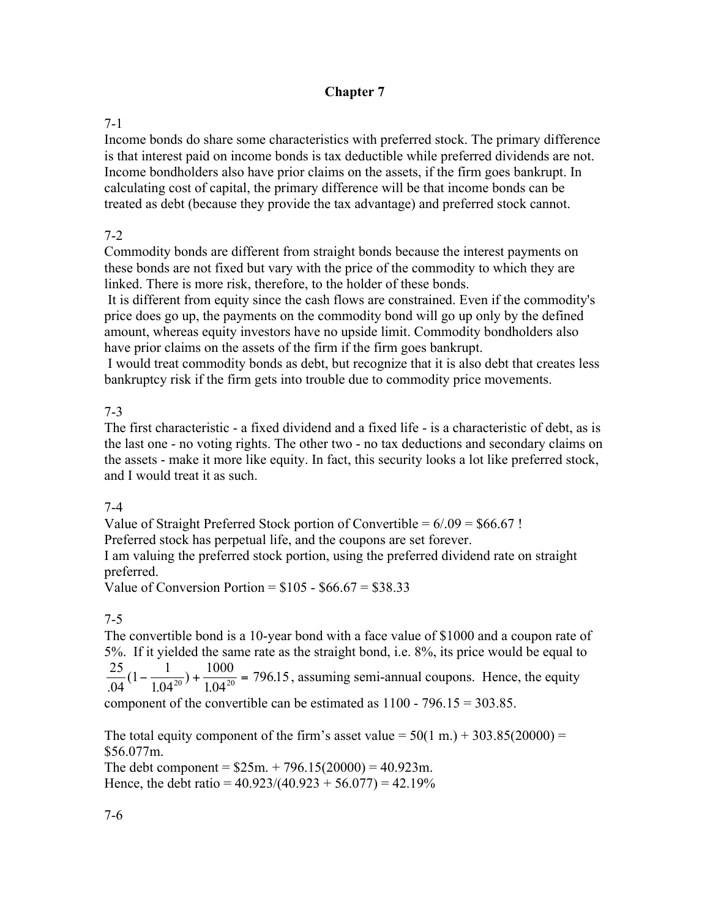# Chapter 7

7-1

Income bonds do share some characteristics with preferred stock. The primary difference is that interest paid on income bonds is tax deductible while preferred dividends are not. Income bondholders also have prior claims on the assets, if the firm goes bankrupt. In calculating cost of capital, the primary difference will be that income bonds can be treated as debt (because they provide the tax advantage) and preferred stock cannot.

7-2

Commodity bonds are different from straight bonds because the interest payments on these bonds are not fixed but vary with the price of the commodity to which they are linked. There is more risk, therefore, to the holder of these bonds.

It is different from equity since the cash flows are constrained. Even if the commodity's price does go up, the payments on the commodity bond will go up only by the defined amount, whereas equity investors have no upside limit. Commodity bondholders also have prior claims on the assets of the firm if the firm goes bankrupt.

I would treat commodity bonds as debt, but recognize that it is also debt that creates less bankruptcy risk if the firm gets into trouble due to commodity price movements.

7-3

The first characteristic - a fixed dividend and a fixed life - is a characteristic of debt, as is the last one - no voting rights. The other two - no tax deductions and secondary claims on the assets - make it more like equity. In fact, this security looks a lot like preferred stock, and I would treat it as such.

7-4

Value of Straight Preferred Stock portion of Convertible = 6/.09 = \$66.67 !

Preferred stock has perpetual life, and the coupons are set forever.

I am valuing the preferred stock portion, using the preferred dividend rate on straight preferred.

Value of Conversion Portion = \$105 - \$66.67 = \$38.33

7-5

The convertible bond is a 10-year bond with a face value of \$1000 and a coupon rate of 5%. If it yielded the same rate as the straight bond, i.e. 8%, its price would be equal to $\frac{25}{.04}(1-\frac{1}{1.04^{20}})+\frac{1000}{1.04^{20}}=796.15$, assuming semi-annual coupons. Hence, the equity component of the convertible can be estimated as 1100 - 796.15 = 303.85.

The total equity component of the firm's asset value = 50(1 m.) + 303.85(20000) = \$56.077m.

The debt component = \$25m. + 796.15(20000) = 40.923m.

Hence, the debt ratio = 40.923/(40.923 + 56.077) = 42.19%

7-6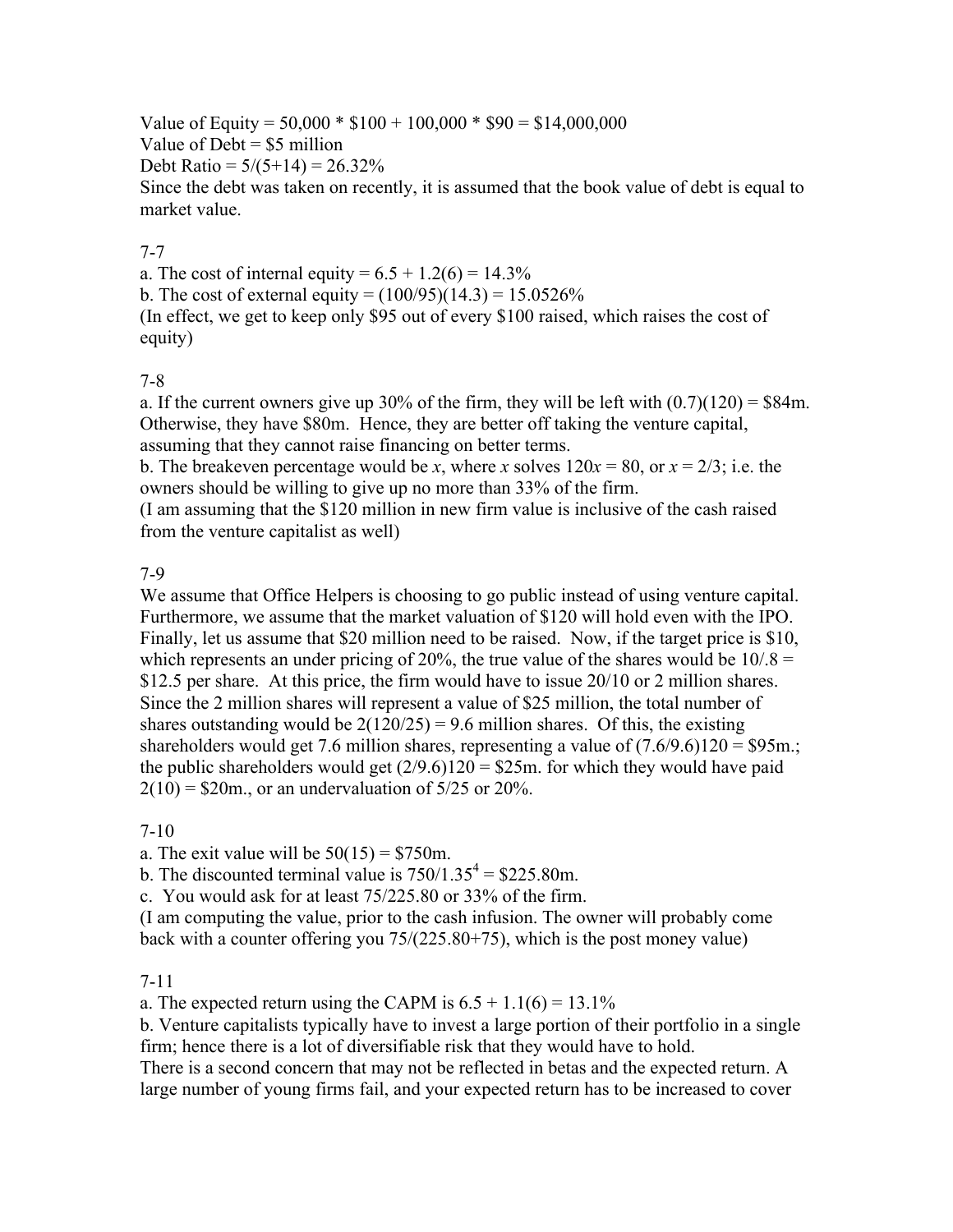Value of Equity = 50,000 * $100 + 100,000 * $90 = $14,000,000
Value of Debt = $5 million
Debt Ratio = 5/(5+14) = 26.32%
Since the debt was taken on recently, it is assumed that the book value of debt is equal to market value.

7-7
a. The cost of internal equity = 6.5 + 1.2(6) = 14.3%
b. The cost of external equity = (100/95)(14.3) = 15.0526%
(In effect, we get to keep only $95 out of every $100 raised, which raises the cost of equity)

7-8
a. If the current owners give up 30% of the firm, they will be left with (0.7)(120) = $84m. Otherwise, they have $80m. Hence, they are better off taking the venture capital, assuming that they cannot raise financing on better terms.
b. The breakeven percentage would be $x$, where $x$ solves $120x = 80$, or $x = 2/3$; i.e. the owners should be willing to give up no more than 33% of the firm.
(I am assuming that the $120 million in new firm value is inclusive of the cash raised from the venture capitalist as well)

7-9
We assume that Office Helpers is choosing to go public instead of using venture capital. Furthermore, we assume that the market valuation of $120 will hold even with the IPO. Finally, let us assume that $20 million need to be raised. Now, if the target price is $10, which represents an under pricing of 20%, the true value of the shares would be 10/.8 = $12.5 per share. At this price, the firm would have to issue 20/10 or 2 million shares. Since the 2 million shares will represent a value of $25 million, the total number of shares outstanding would be 2(120/25) = 9.6 million shares. Of this, the existing shareholders would get 7.6 million shares, representing a value of (7.6/9.6)120 = $95m.; the public shareholders would get (2/9.6)120 = $25m. for which they would have paid 2(10) = $20m., or an undervaluation of 5/25 or 20%.

7-10
a. The exit value will be 50(15) = $750m.
b. The discounted terminal value is $750/1.35^4$ = $225.80m.
c. You would ask for at least 75/225.80 or 33% of the firm.
(I am computing the value, prior to the cash infusion. The owner will probably come back with a counter offering you 75/(225.80+75), which is the post money value)

7-11
a. The expected return using the CAPM is 6.5 + 1.1(6) = 13.1%
b. Venture capitalists typically have to invest a large portion of their portfolio in a single firm; hence there is a lot of diversifiable risk that they would have to hold.
There is a second concern that may not be reflected in betas and the expected return. A large number of young firms fail, and your expected return has to be increased to cover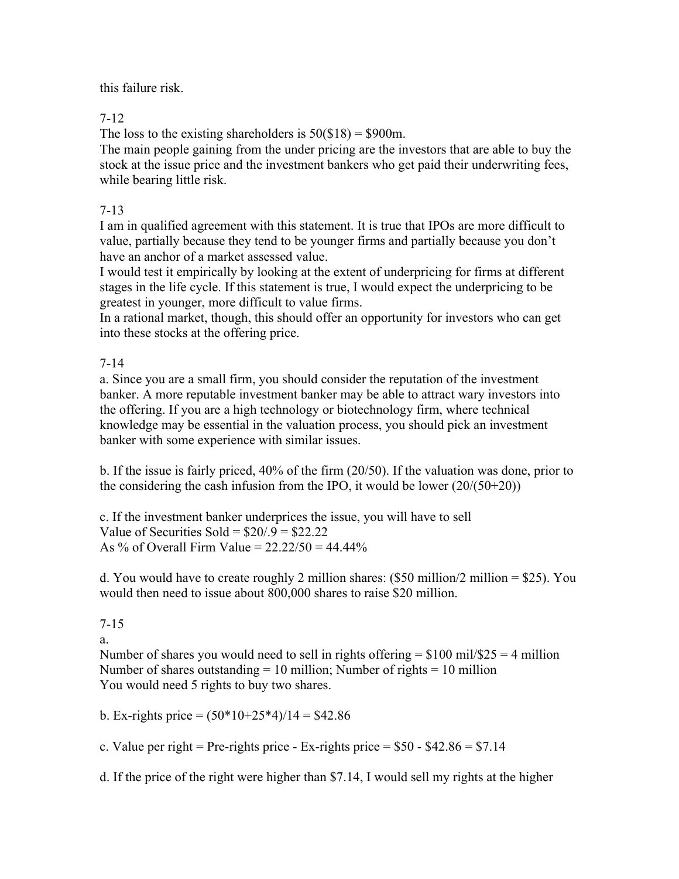this failure risk.

7-12

The loss to the existing shareholders is 50($18) = $900m.

The main people gaining from the under pricing are the investors that are able to buy the stock at the issue price and the investment bankers who get paid their underwriting fees, while bearing little risk.

7-13

I am in qualified agreement with this statement. It is true that IPOs are more difficult to value, partially because they tend to be younger firms and partially because you don't have an anchor of a market assessed value.

I would test it empirically by looking at the extent of underpricing for firms at different stages in the life cycle. If this statement is true, I would expect the underpricing to be greatest in younger, more difficult to value firms.

In a rational market, though, this should offer an opportunity for investors who can get into these stocks at the offering price.

7-14

a. Since you are a small firm, you should consider the reputation of the investment banker. A more reputable investment banker may be able to attract wary investors into the offering. If you are a high technology or biotechnology firm, where technical knowledge may be essential in the valuation process, you should pick an investment banker with some experience with similar issues.

b. If the issue is fairly priced, 40% of the firm (20/50). If the valuation was done, prior to the considering the cash infusion from the IPO, it would be lower (20/(50+20))

c. If the investment banker underprices the issue, you will have to sell
Value of Securities Sold = $20/.9 = $22.22
As % of Overall Firm Value = 22.22/50 = 44.44%

d. You would have to create roughly 2 million shares: ($50 million/2 million = $25). You would then need to issue about 800,000 shares to raise $20 million.

7-15

a.

Number of shares you would need to sell in rights offering = $100 mil/$25 = 4 million
Number of shares outstanding = 10 million; Number of rights = 10 million
You would need 5 rights to buy two shares.

b. Ex-rights price = (50*10+25*4)/14 = $42.86

c. Value per right = Pre-rights price - Ex-rights price = $50 - $42.86 = $7.14

d. If the price of the right were higher than $7.14, I would sell my rights at the higher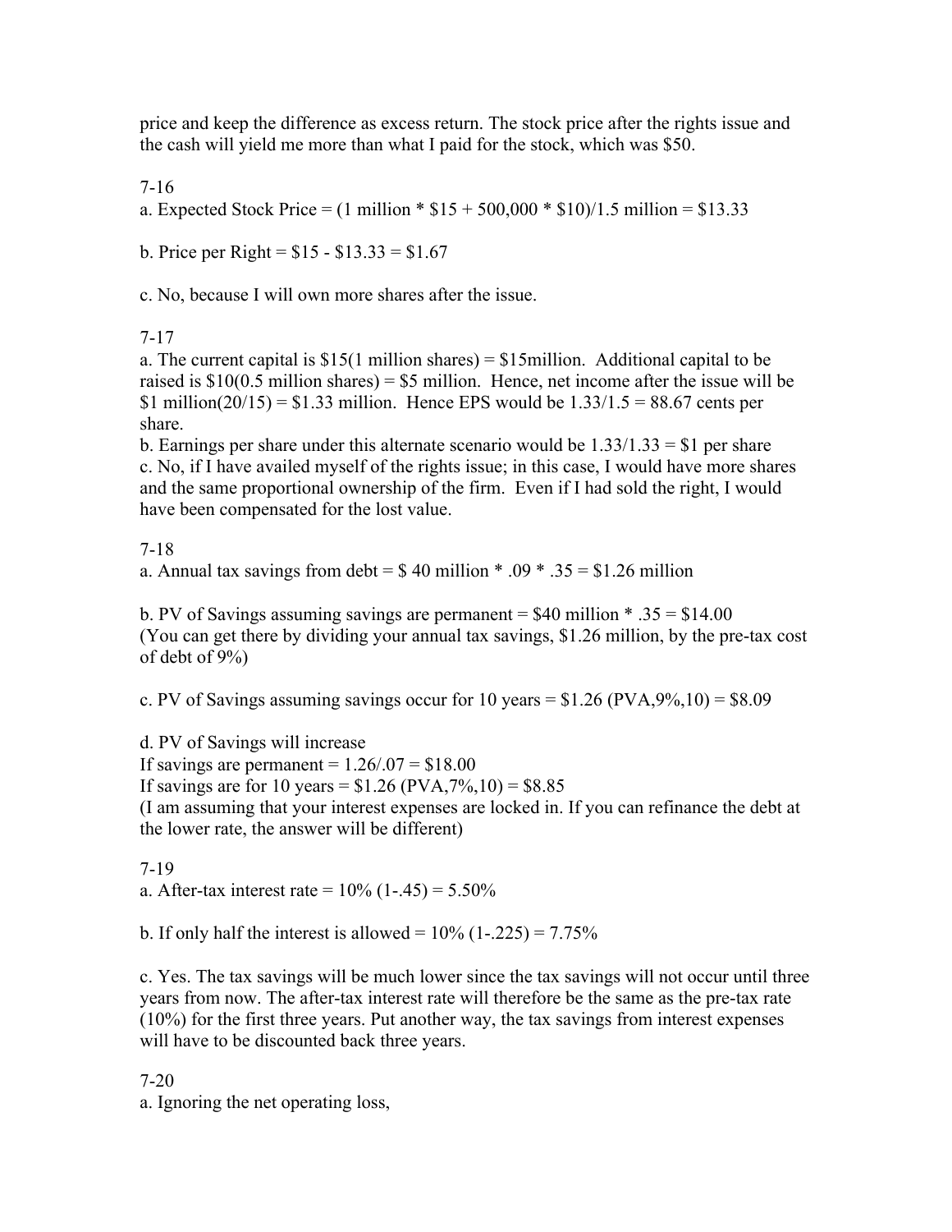price and keep the difference as excess return. The stock price after the rights issue and the cash will yield me more than what I paid for the stock, which was \$50.

7-16

a. Expected Stock Price = (1 million * \$15 + 500,000 * \$10)/1.5 million = \$13.33

b. Price per Right = \$15 - \$13.33 = \$1.67

c. No, because I will own more shares after the issue.

7-17

a. The current capital is \$15(1 million shares) = \$15million. Additional capital to be raised is \$10(0.5 million shares) = \$5 million. Hence, net income after the issue will be \$1 million(20/15) = \$1.33 million. Hence EPS would be 1.33/1.5 = 88.67 cents per share.

b. Earnings per share under this alternate scenario would be 1.33/1.33 = \$1 per share

c. No, if I have availed myself of the rights issue; in this case, I would have more shares and the same proportional ownership of the firm. Even if I had sold the right, I would have been compensated for the lost value.

7-18

a. Annual tax savings from debt = \$ 40 million * .09 * .35 = \$1.26 million

b. PV of Savings assuming savings are permanent = \$40 million * .35 = \$14.00
(You can get there by dividing your annual tax savings, \$1.26 million, by the pre-tax cost of debt of 9%)

c. PV of Savings assuming savings occur for 10 years = \$1.26 (PVA,9%,10) = \$8.09

d. PV of Savings will increase
If savings are permanent = 1.26/.07 = \$18.00
If savings are for 10 years = \$1.26 (PVA,7%,10) = \$8.85
(I am assuming that your interest expenses are locked in. If you can refinance the debt at the lower rate, the answer will be different)

7-19

a. After-tax interest rate = 10% (1-.45) = 5.50%

b. If only half the interest is allowed = 10% (1-.225) = 7.75%

c. Yes. The tax savings will be much lower since the tax savings will not occur until three years from now. The after-tax interest rate will therefore be the same as the pre-tax rate (10%) for the first three years. Put another way, the tax savings from interest expenses will have to be discounted back three years.

7-20

a. Ignoring the net operating loss,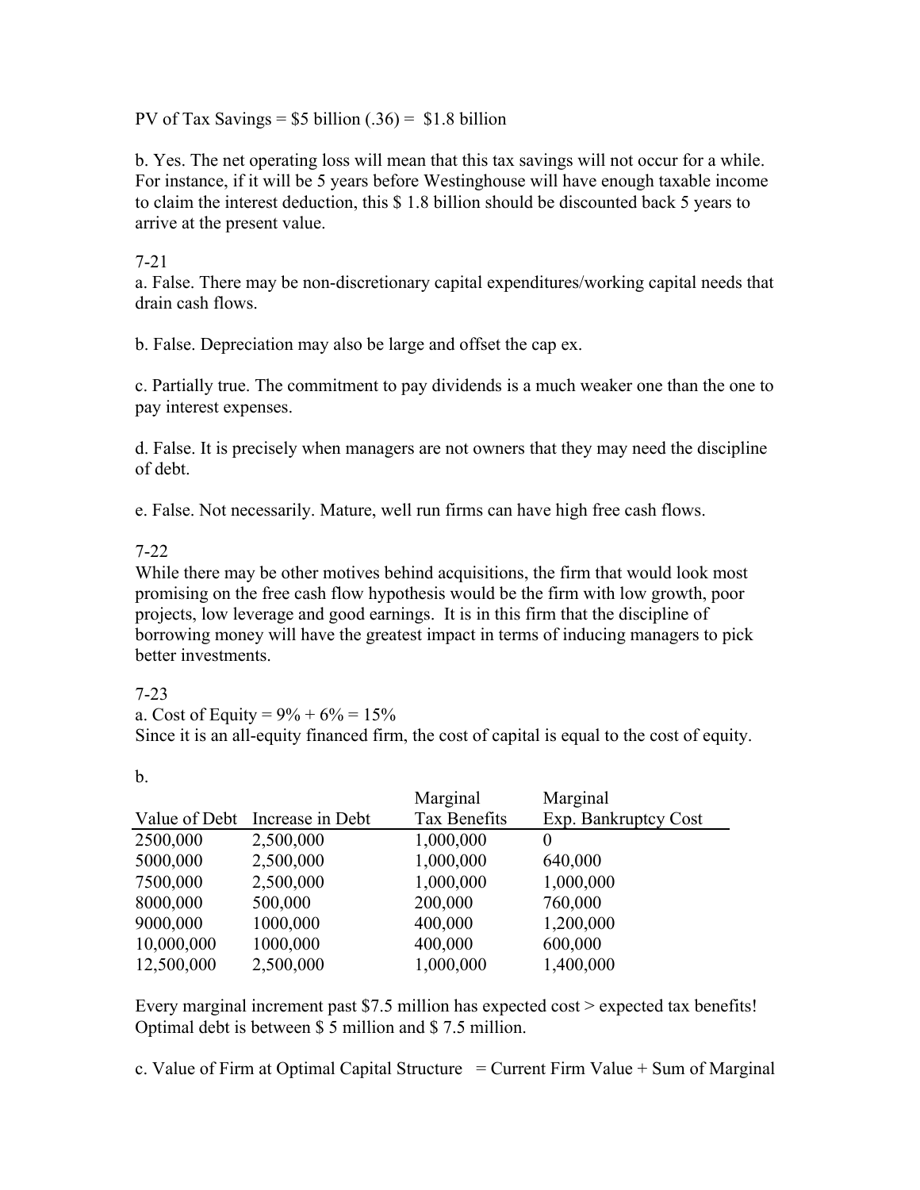PV of Tax Savings = $5 billion (.36) =  $1.8 billion

b. Yes. The net operating loss will mean that this tax savings will not occur for a while. For instance, if it will be 5 years before Westinghouse will have enough taxable income to claim the interest deduction, this $ 1.8 billion should be discounted back 5 years to arrive at the present value.

7-21

a. False. There may be non-discretionary capital expenditures/working capital needs that drain cash flows.

b. False. Depreciation may also be large and offset the cap ex.

c. Partially true. The commitment to pay dividends is a much weaker one than the one to pay interest expenses.

d. False. It is precisely when managers are not owners that they may need the discipline of debt.

e. False. Not necessarily. Mature, well run firms can have high free cash flows.

7-22

While there may be other motives behind acquisitions, the firm that would look most promising on the free cash flow hypothesis would be the firm with low growth, poor projects, low leverage and good earnings.  It is in this firm that the discipline of borrowing money will have the greatest impact in terms of inducing managers to pick better investments.

7-23

a. Cost of Equity = 9% + 6% = 15%

Since it is an all-equity financed firm, the cost of capital is equal to the cost of equity.

b.

| Value of Debt | Increase in Debt | Marginal Tax Benefits | Marginal Exp. Bankruptcy Cost |
|---|---|---|---|
| 2500,000 | 2,500,000 | 1,000,000 | 0 |
| 5000,000 | 2,500,000 | 1,000,000 | 640,000 |
| 7500,000 | 2,500,000 | 1,000,000 | 1,000,000 |
| 8000,000 | 500,000 | 200,000 | 760,000 |
| 9000,000 | 1000,000 | 400,000 | 1,200,000 |
| 10,000,000 | 1000,000 | 400,000 | 600,000 |
| 12,500,000 | 2,500,000 | 1,000,000 | 1,400,000 |

Every marginal increment past $7.5 million has expected cost > expected tax benefits! Optimal debt is between $ 5 million and $ 7.5 million.

c. Value of Firm at Optimal Capital Structure   = Current Firm Value + Sum of Marginal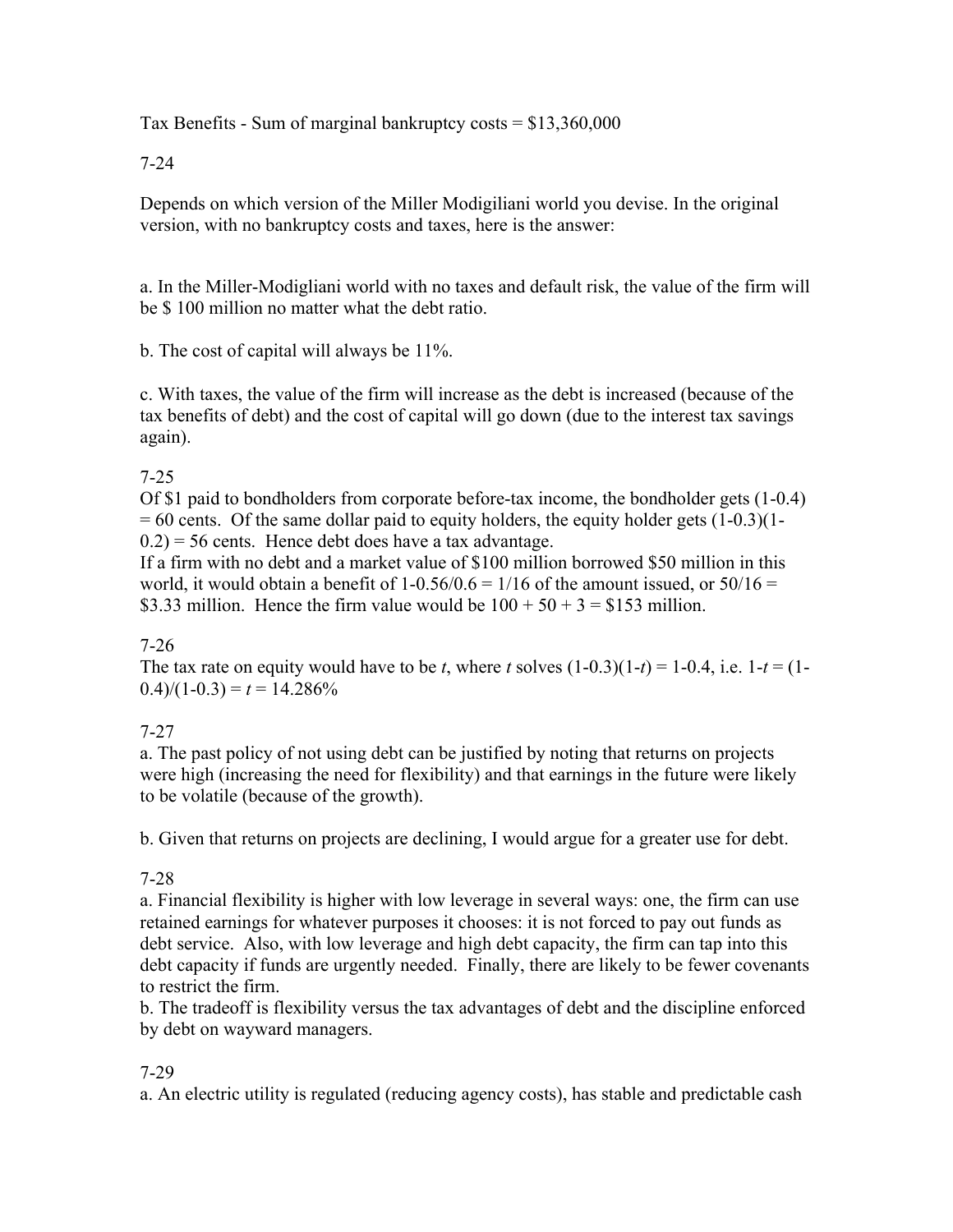Tax Benefits - Sum of marginal bankruptcy costs = $13,360,000

7-24

Depends on which version of the Miller Modigiliani world you devise. In the original version, with no bankruptcy costs and taxes, here is the answer:

a. In the Miller-Modigliani world with no taxes and default risk, the value of the firm will be $ 100 million no matter what the debt ratio.

b. The cost of capital will always be 11%.

c. With taxes, the value of the firm will increase as the debt is increased (because of the tax benefits of debt) and the cost of capital will go down (due to the interest tax savings again).

7-25

Of $1 paid to bondholders from corporate before-tax income, the bondholder gets (1-0.4) = 60 cents. Of the same dollar paid to equity holders, the equity holder gets (1-0.3)(1-0.2) = 56 cents. Hence debt does have a tax advantage.

If a firm with no debt and a market value of $100 million borrowed $50 million in this world, it would obtain a benefit of 1-0.56/0.6 = 1/16 of the amount issued, or 50/16 = $3.33 million. Hence the firm value would be 100 + 50 + 3 = $153 million.

7-26

The tax rate on equity would have to be $t$, where $t$ solves (1-0.3)(1-$t$) = 1-0.4, i.e. 1-$t$ = (1-0.4)/(1-0.3) = $t$ = 14.286%

7-27

a. The past policy of not using debt can be justified by noting that returns on projects were high (increasing the need for flexibility) and that earnings in the future were likely to be volatile (because of the growth).

b. Given that returns on projects are declining, I would argue for a greater use for debt.

7-28

a. Financial flexibility is higher with low leverage in several ways: one, the firm can use retained earnings for whatever purposes it chooses: it is not forced to pay out funds as debt service. Also, with low leverage and high debt capacity, the firm can tap into this debt capacity if funds are urgently needed. Finally, there are likely to be fewer covenants to restrict the firm.

b. The tradeoff is flexibility versus the tax advantages of debt and the discipline enforced by debt on wayward managers.

7-29

a. An electric utility is regulated (reducing agency costs), has stable and predictable cash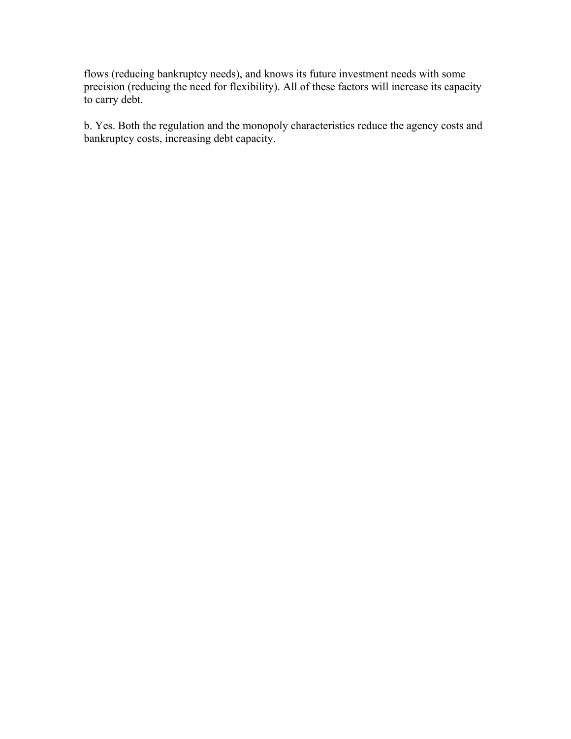flows (reducing bankruptcy needs), and knows its future investment needs with some precision (reducing the need for flexibility). All of these factors will increase its capacity to carry debt.

b. Yes. Both the regulation and the monopoly characteristics reduce the agency costs and bankruptcy costs, increasing debt capacity.